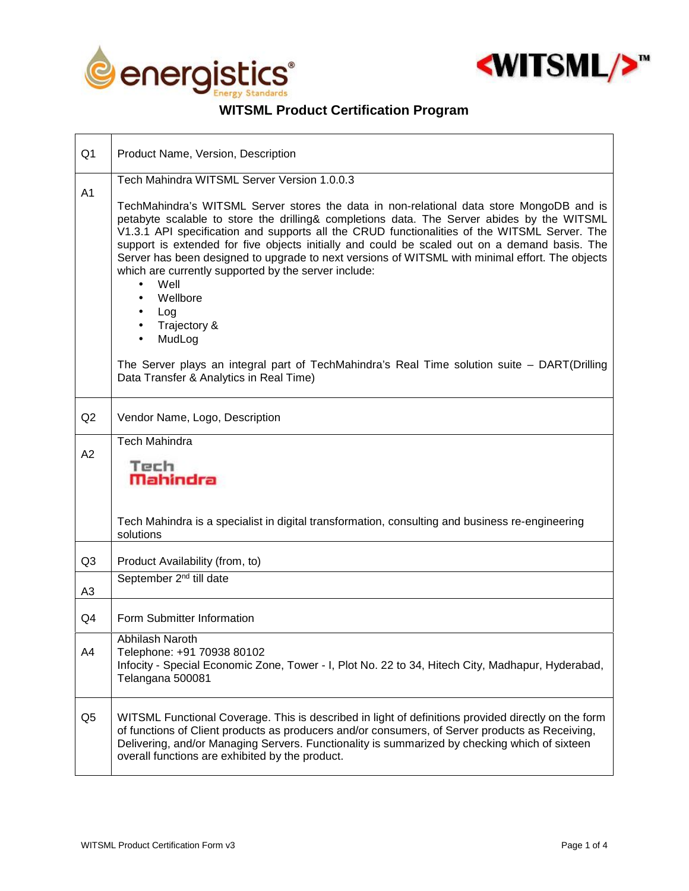# WITSML Product Certification Program

| | |
|---|---|
| Q1 | Product Name, Version, Description |
| A1 | Tech Mahindra WITSML Server Version 1.0.0.3<br><br>TechMahindra's WITSML Server stores the data in non-relational data store MongoDB and is petabyte scalable to store the drilling& completions data. The Server abides by the WITSML V1.3.1 API specification and supports all the CRUD functionalities of the WITSML Server. The support is extended for five objects initially and could be scaled out on a demand basis. The Server has been designed to upgrade to next versions of WITSML with minimal effort. The objects which are currently supported by the server include:<br>• Well<br>• Wellbore<br>• Log<br>• Trajectory &<br>• MudLog<br><br>The Server plays an integral part of TechMahindra's Real Time solution suite – DART(Drilling Data Transfer & Analytics in Real Time) |
| Q2 | Vendor Name, Logo, Description |
| A2 | Tech Mahindra<br><br>Tech Mahindra<br><br>Tech Mahindra is a specialist in digital transformation, consulting and business re-engineering solutions |
| Q3 | Product Availability (from, to) |
| A3 | September 2nd till date |
| Q4 | Form Submitter Information |
| A4 | Abhilash Naroth<br>Telephone: +91 70938 80102<br>Infocity - Special Economic Zone, Tower - I, Plot No. 22 to 34, Hitech City, Madhapur, Hyderabad, Telangana 500081 |
| Q5 | WITSML Functional Coverage. This is described in light of definitions provided directly on the form of functions of Client products as producers and/or consumers, of Server products as Receiving, Delivering, and/or Managing Servers. Functionality is summarized by checking which of sixteen overall functions are exhibited by the product. |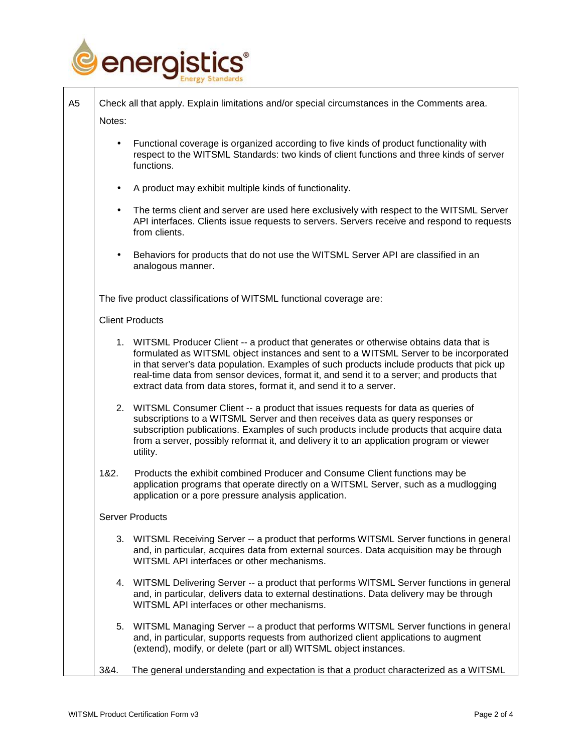| | |
|---|---|
| A5 | Check all that apply. Explain limitations and/or special circumstances in the Comments area. |

Notes:

- Functional coverage is organized according to five kinds of product functionality with respect to the WITSML Standards: two kinds of client functions and three kinds of server functions.
- A product may exhibit multiple kinds of functionality.
- The terms client and server are used here exclusively with respect to the WITSML Server API interfaces. Clients issue requests to servers. Servers receive and respond to requests from clients.
- Behaviors for products that do not use the WITSML Server API are classified in an analogous manner.

The five product classifications of WITSML functional coverage are:

Client Products

1. WITSML Producer Client -- a product that generates or otherwise obtains data that is formulated as WITSML object instances and sent to a WITSML Server to be incorporated in that server's data population. Examples of such products include products that pick up real-time data from sensor devices, format it, and send it to a server; and products that extract data from data stores, format it, and send it to a server.

2. WITSML Consumer Client -- a product that issues requests for data as queries of subscriptions to a WITSML Server and then receives data as query responses or subscription publications. Examples of such products include products that acquire data from a server, possibly reformat it, and delivery it to an application program or viewer utility.

1&2. Products the exhibit combined Producer and Consume Client functions may be application programs that operate directly on a WITSML Server, such as a mudlogging application or a pore pressure analysis application.

Server Products

3. WITSML Receiving Server -- a product that performs WITSML Server functions in general and, in particular, acquires data from external sources. Data acquisition may be through WITSML API interfaces or other mechanisms.

4. WITSML Delivering Server -- a product that performs WITSML Server functions in general and, in particular, delivers data to external destinations. Data delivery may be through WITSML API interfaces or other mechanisms.

5. WITSML Managing Server -- a product that performs WITSML Server functions in general and, in particular, supports requests from authorized client applications to augment (extend), modify, or delete (part or all) WITSML object instances.

3&4. The general understanding and expectation is that a product characterized as a WITSML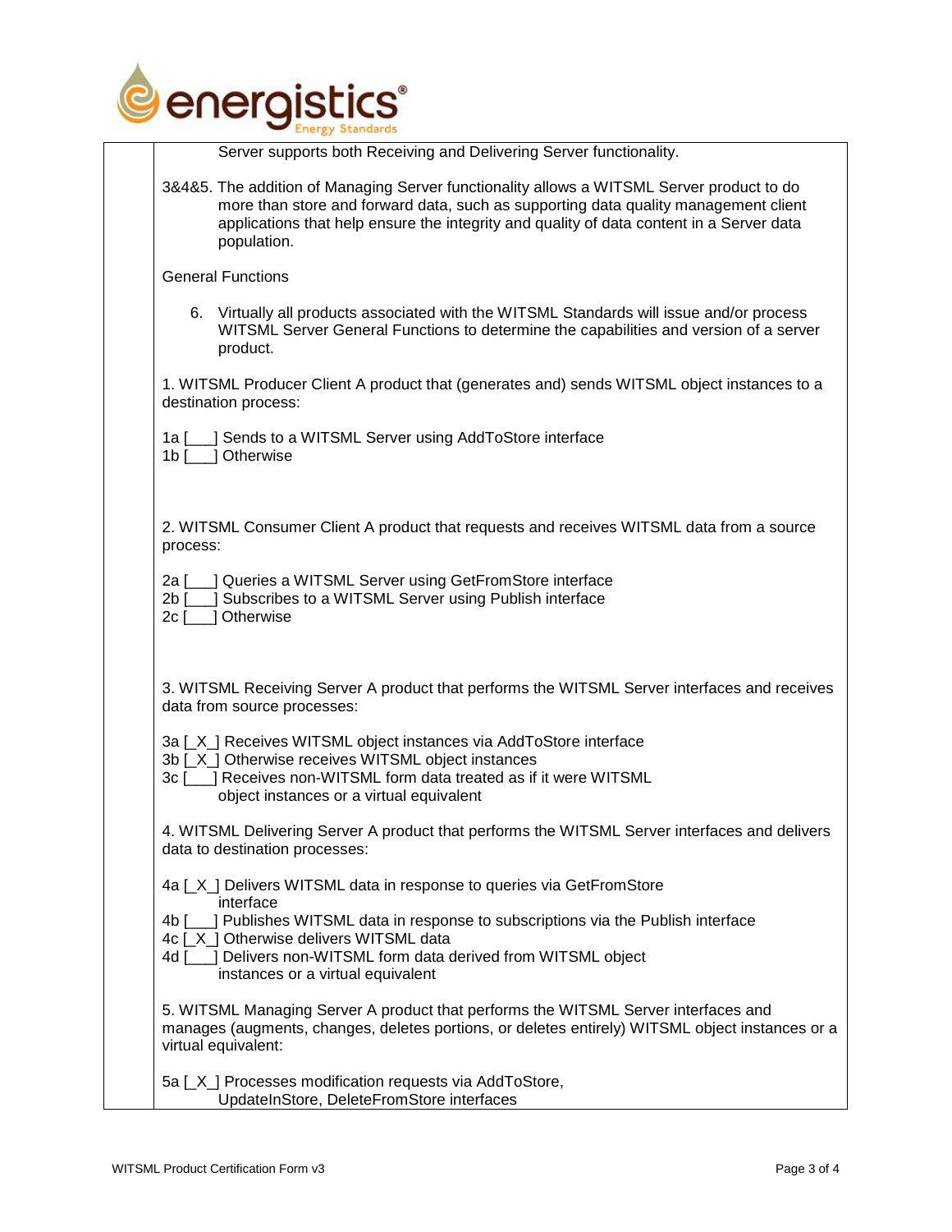Server supports both Receiving and Delivering Server functionality.

3&4&5. The addition of Managing Server functionality allows a WITSML Server product to do more than store and forward data, such as supporting data quality management client applications that help ensure the integrity and quality of data content in a Server data population.

General Functions

6. Virtually all products associated with the WITSML Standards will issue and/or process WITSML Server General Functions to determine the capabilities and version of a server product.

1. WITSML Producer Client A product that (generates and) sends WITSML object instances to a destination process:

1a [___] Sends to a WITSML Server using AddToStore interface
1b [___] Otherwise

2. WITSML Consumer Client A product that requests and receives WITSML data from a source process:

2a [___] Queries a WITSML Server using GetFromStore interface
2b [___] Subscribes to a WITSML Server using Publish interface
2c [___] Otherwise

3. WITSML Receiving Server A product that performs the WITSML Server interfaces and receives data from source processes:

3a [_X_] Receives WITSML object instances via AddToStore interface
3b [_X_] Otherwise receives WITSML object instances
3c [___] Receives non-WITSML form data treated as if it were WITSML object instances or a virtual equivalent

4. WITSML Delivering Server A product that performs the WITSML Server interfaces and delivers data to destination processes:

4a [_X_] Delivers WITSML data in response to queries via GetFromStore interface
4b [___] Publishes WITSML data in response to subscriptions via the Publish interface
4c [_X_] Otherwise delivers WITSML data
4d [___] Delivers non-WITSML form data derived from WITSML object instances or a virtual equivalent

5. WITSML Managing Server A product that performs the WITSML Server interfaces and manages (augments, changes, deletes portions, or deletes entirely) WITSML object instances or a virtual equivalent:

5a [_X_] Processes modification requests via AddToStore, UpdateInStore, DeleteFromStore interfaces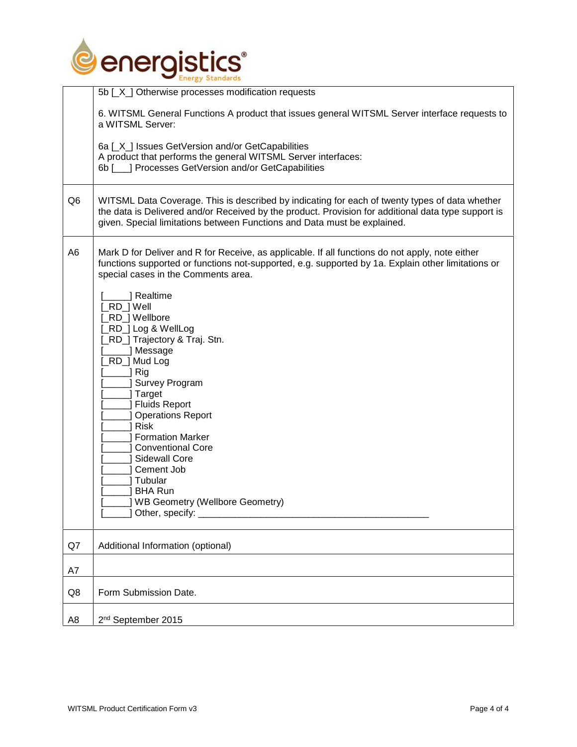| | |
|---|---|
| | 5b [_X_] Otherwise processes modification requests<br><br>6. WITSML General Functions A product that issues general WITSML Server interface requests to a WITSML Server:<br><br>6a [_X_] Issues GetVersion and/or GetCapabilities<br>A product that performs the general WITSML Server interfaces:<br>6b [___] Processes GetVersion and/or GetCapabilities |
| Q6 | WITSML Data Coverage. This is described by indicating for each of twenty types of data whether the data is Delivered and/or Received by the product. Provision for additional data type support is given. Special limitations between Functions and Data must be explained. |
| A6 | Mark D for Deliver and R for Receive, as applicable. If all functions do not apply, note either functions supported or functions not-supported, e.g. supported by 1a. Explain other limitations or special cases in the Comments area.<br><br>[_____] Realtime<br>[_RD_] Well<br>[_RD_] Wellbore<br>[_RD_] Log & WellLog<br>[_RD_] Trajectory & Traj. Stn.<br>[_____] Message<br>[_RD_] Mud Log<br>[_____] Rig<br>[_____] Survey Program<br>[_____] Target<br>[_____] Fluids Report<br>[_____] Operations Report<br>[_____] Risk<br>[_____] Formation Marker<br>[_____] Conventional Core<br>[_____] Sidewall Core<br>[_____] Cement Job<br>[_____] Tubular<br>[_____] BHA Run<br>[_____] WB Geometry (Wellbore Geometry)<br>[_____] Other, specify: ______________________________________________ |
| Q7 | Additional Information (optional) |
| A7 | |
| Q8 | Form Submission Date. |
| A8 | 2nd September 2015 |